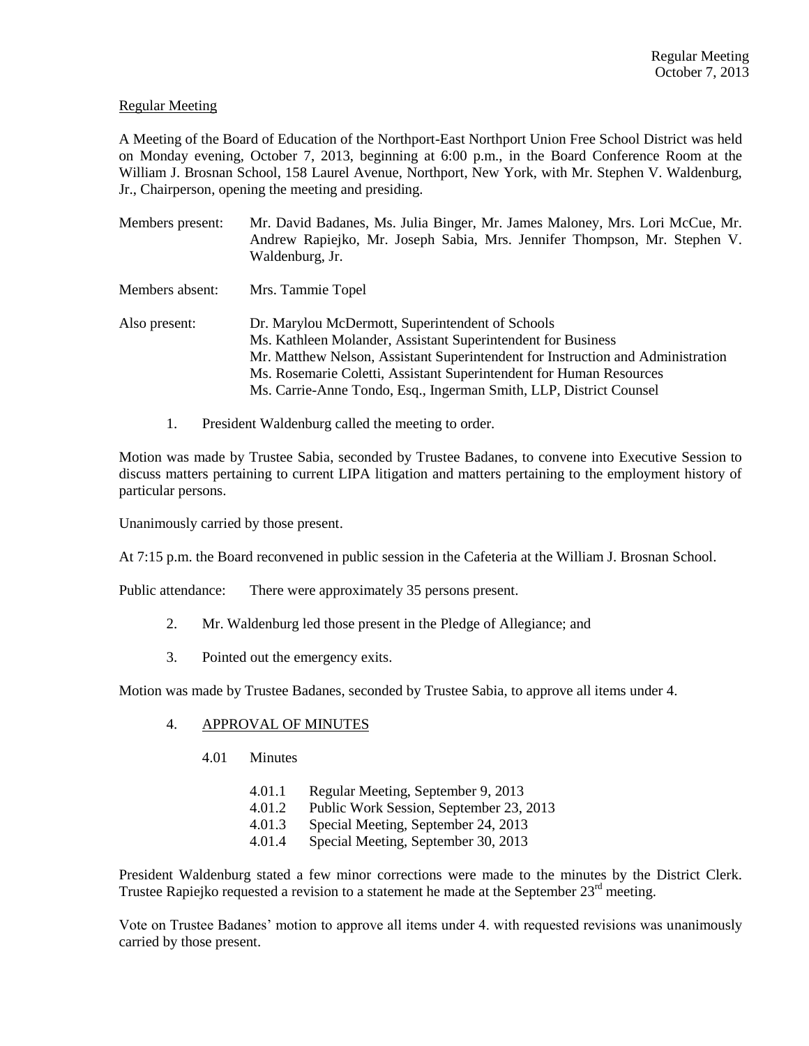Regular Meeting

A Meeting of the Board of Education of the Northport-East Northport Union Free School District was held on Monday evening, October 7, 2013, beginning at 6:00 p.m., in the Board Conference Room at the William J. Brosnan School, 158 Laurel Avenue, Northport, New York, with Mr. Stephen V. Waldenburg, Jr., Chairperson, opening the meeting and presiding.

Members present: Mr. David Badanes, Ms. Julia Binger, Mr. James Maloney, Mrs. Lori McCue, Mr. Andrew Rapiejko, Mr. Joseph Sabia, Mrs. Jennifer Thompson, Mr. Stephen V. Waldenburg, Jr.

Members absent: Mrs. Tammie Topel

Also present: Dr. Marylou McDermott, Superintendent of Schools
Ms. Kathleen Molander, Assistant Superintendent for Business
Mr. Matthew Nelson, Assistant Superintendent for Instruction and Administration
Ms. Rosemarie Coletti, Assistant Superintendent for Human Resources
Ms. Carrie-Anne Tondo, Esq., Ingerman Smith, LLP, District Counsel

1. President Waldenburg called the meeting to order.

Motion was made by Trustee Sabia, seconded by Trustee Badanes, to convene into Executive Session to discuss matters pertaining to current LIPA litigation and matters pertaining to the employment history of particular persons.

Unanimously carried by those present.

At 7:15 p.m. the Board reconvened in public session in the Cafeteria at the William J. Brosnan School.

Public attendance: There were approximately 35 persons present.

2. Mr. Waldenburg led those present in the Pledge of Allegiance; and

3. Pointed out the emergency exits.

Motion was made by Trustee Badanes, seconded by Trustee Sabia, to approve all items under 4.

4. APPROVAL OF MINUTES

 4.01 Minutes

 4.01.1 Regular Meeting, September 9, 2013
 4.01.2 Public Work Session, September 23, 2013
 4.01.3 Special Meeting, September 24, 2013
 4.01.4 Special Meeting, September 30, 2013

President Waldenburg stated a few minor corrections were made to the minutes by the District Clerk. Trustee Rapiejko requested a revision to a statement he made at the September 23rd meeting.

Vote on Trustee Badanes' motion to approve all items under 4. with requested revisions was unanimously carried by those present.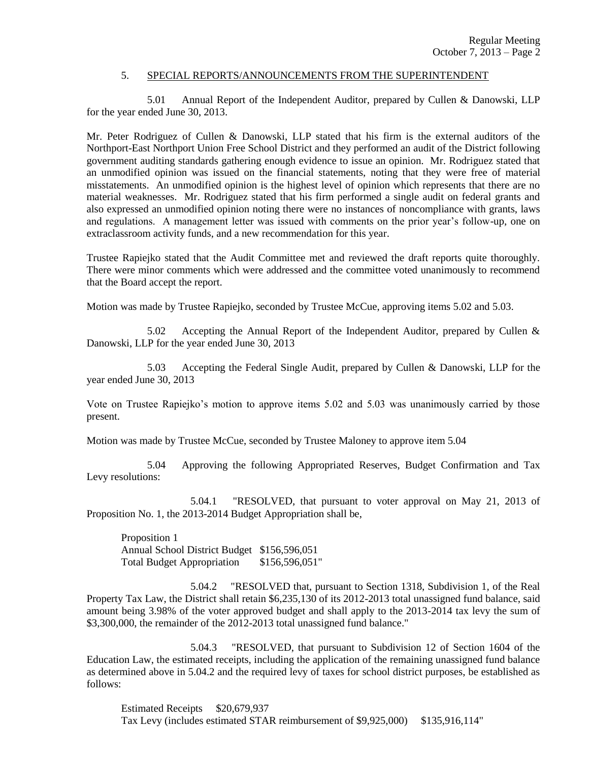## 5. SPECIAL REPORTS/ANNOUNCEMENTS FROM THE SUPERINTENDENT

5.01 Annual Report of the Independent Auditor, prepared by Cullen & Danowski, LLP for the year ended June 30, 2013.

Mr. Peter Rodriguez of Cullen & Danowski, LLP stated that his firm is the external auditors of the Northport-East Northport Union Free School District and they performed an audit of the District following government auditing standards gathering enough evidence to issue an opinion. Mr. Rodriguez stated that an unmodified opinion was issued on the financial statements, noting that they were free of material misstatements. An unmodified opinion is the highest level of opinion which represents that there are no material weaknesses. Mr. Rodriguez stated that his firm performed a single audit on federal grants and also expressed an unmodified opinion noting there were no instances of noncompliance with grants, laws and regulations. A management letter was issued with comments on the prior year's follow-up, one on extraclassroom activity funds, and a new recommendation for this year.

Trustee Rapiejko stated that the Audit Committee met and reviewed the draft reports quite thoroughly. There were minor comments which were addressed and the committee voted unanimously to recommend that the Board accept the report.

Motion was made by Trustee Rapiejko, seconded by Trustee McCue, approving items 5.02 and 5.03.

5.02 Accepting the Annual Report of the Independent Auditor, prepared by Cullen & Danowski, LLP for the year ended June 30, 2013

5.03 Accepting the Federal Single Audit, prepared by Cullen & Danowski, LLP for the year ended June 30, 2013

Vote on Trustee Rapiejko's motion to approve items 5.02 and 5.03 was unanimously carried by those present.

Motion was made by Trustee McCue, seconded by Trustee Maloney to approve item 5.04

5.04 Approving the following Appropriated Reserves, Budget Confirmation and Tax Levy resolutions:

5.04.1 "RESOLVED, that pursuant to voter approval on May 21, 2013 of Proposition No. 1, the 2013-2014 Budget Appropriation shall be,

Proposition 1
Annual School District Budget $156,596,051
Total Budget Appropriation $156,596,051"

5.04.2 "RESOLVED that, pursuant to Section 1318, Subdivision 1, of the Real Property Tax Law, the District shall retain $6,235,130 of its 2012-2013 total unassigned fund balance, said amount being 3.98% of the voter approved budget and shall apply to the 2013-2014 tax levy the sum of $3,300,000, the remainder of the 2012-2013 total unassigned fund balance."

5.04.3 "RESOLVED, that pursuant to Subdivision 12 of Section 1604 of the Education Law, the estimated receipts, including the application of the remaining unassigned fund balance as determined above in 5.04.2 and the required levy of taxes for school district purposes, be established as follows:

Estimated Receipts $20,679,937
Tax Levy (includes estimated STAR reimbursement of $9,925,000) $135,916,114"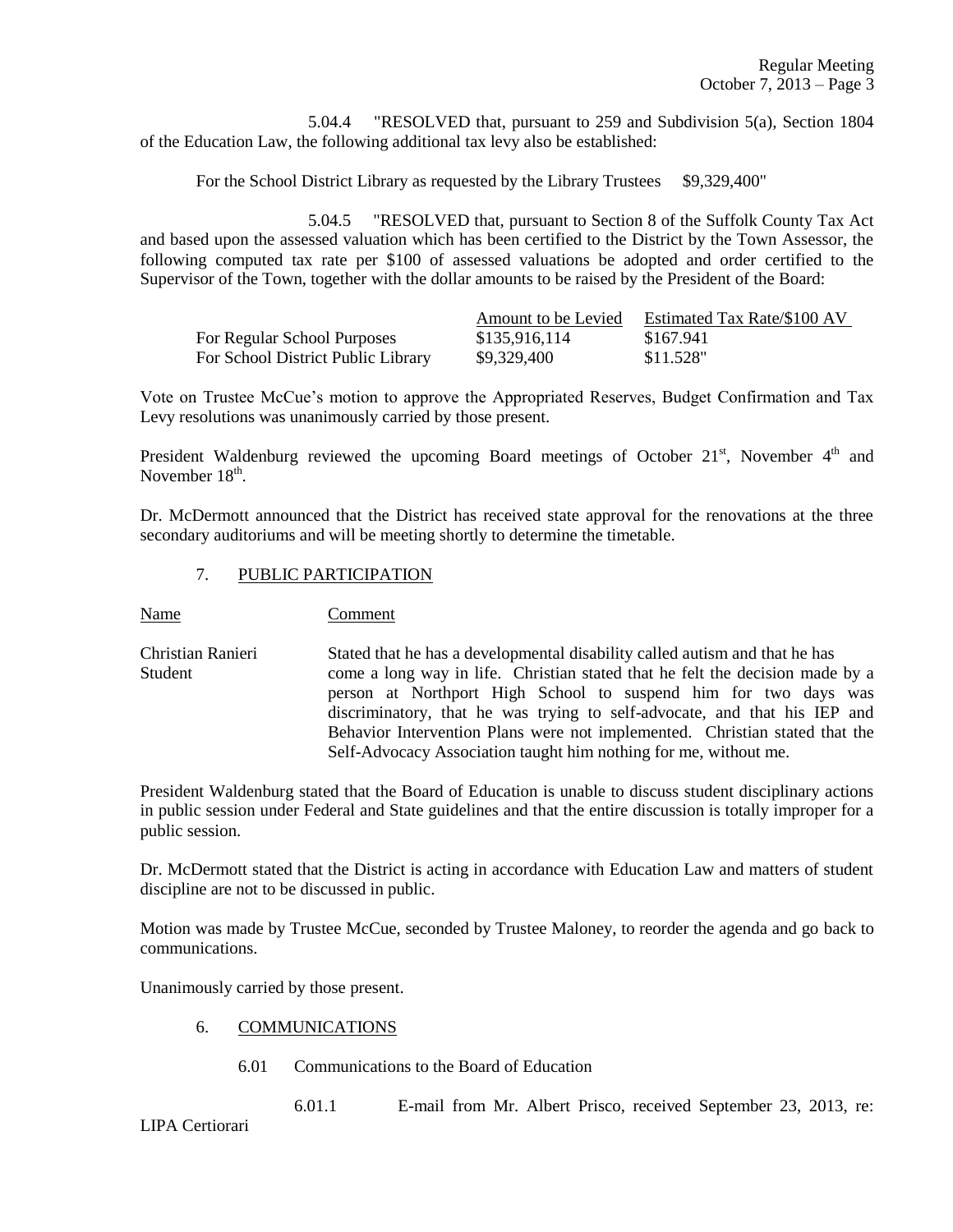5.04.4 "RESOLVED that, pursuant to 259 and Subdivision 5(a), Section 1804 of the Education Law, the following additional tax levy also be established:

For the School District Library as requested by the Library Trustees $9,329,400"

5.04.5 "RESOLVED that, pursuant to Section 8 of the Suffolk County Tax Act and based upon the assessed valuation which has been certified to the District by the Town Assessor, the following computed tax rate per $100 of assessed valuations be adopted and order certified to the Supervisor of the Town, together with the dollar amounts to be raised by the President of the Board:

| | Amount to be Levied | Estimated Tax Rate/$100 AV |
|---|---|---|
| For Regular School Purposes | $135,916,114 | $167.941 |
| For School District Public Library | $9,329,400 | $11.528" |

Vote on Trustee McCue's motion to approve the Appropriated Reserves, Budget Confirmation and Tax Levy resolutions was unanimously carried by those present.

President Waldenburg reviewed the upcoming Board meetings of October 21st, November 4th and November 18th.

Dr. McDermott announced that the District has received state approval for the renovations at the three secondary auditoriums and will be meeting shortly to determine the timetable.

7. PUBLIC PARTICIPATION

| Name | Comment |
|---|---|
| Christian Ranieri<br>Student | Stated that he has a developmental disability called autism and that he has come a long way in life. Christian stated that he felt the decision made by a person at Northport High School to suspend him for two days was discriminatory, that he was trying to self-advocate, and that his IEP and Behavior Intervention Plans were not implemented. Christian stated that the Self-Advocacy Association taught him nothing for me, without me. |

President Waldenburg stated that the Board of Education is unable to discuss student disciplinary actions in public session under Federal and State guidelines and that the entire discussion is totally improper for a public session.

Dr. McDermott stated that the District is acting in accordance with Education Law and matters of student discipline are not to be discussed in public.

Motion was made by Trustee McCue, seconded by Trustee Maloney, to reorder the agenda and go back to communications.

Unanimously carried by those present.

6. COMMUNICATIONS

6.01 Communications to the Board of Education

6.01.1 E-mail from Mr. Albert Prisco, received September 23, 2013, re: LIPA Certiorari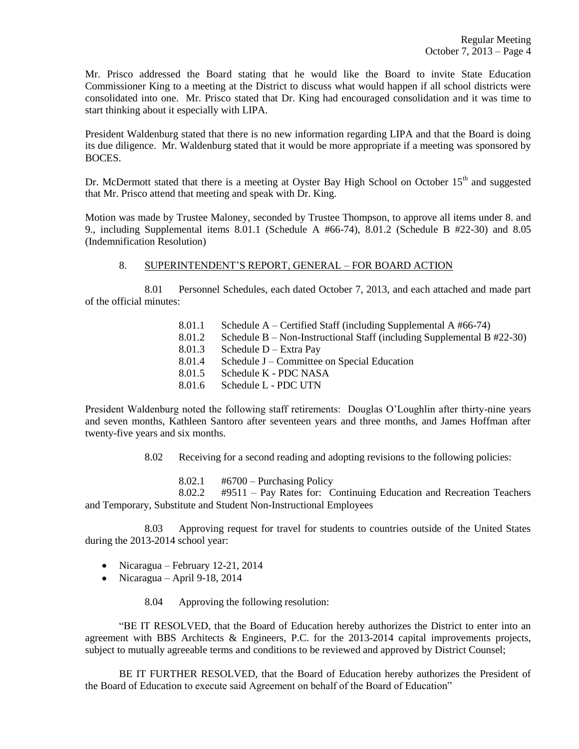Mr. Prisco addressed the Board stating that he would like the Board to invite State Education Commissioner King to a meeting at the District to discuss what would happen if all school districts were consolidated into one. Mr. Prisco stated that Dr. King had encouraged consolidation and it was time to start thinking about it especially with LIPA.

President Waldenburg stated that there is no new information regarding LIPA and that the Board is doing its due diligence. Mr. Waldenburg stated that it would be more appropriate if a meeting was sponsored by BOCES.

Dr. McDermott stated that there is a meeting at Oyster Bay High School on October 15th and suggested that Mr. Prisco attend that meeting and speak with Dr. King.

Motion was made by Trustee Maloney, seconded by Trustee Thompson, to approve all items under 8. and 9., including Supplemental items 8.01.1 (Schedule A #66-74), 8.01.2 (Schedule B #22-30) and 8.05 (Indemnification Resolution)

8. <u>SUPERINTENDENT'S REPORT, GENERAL – FOR BOARD ACTION</u>

8.01 Personnel Schedules, each dated October 7, 2013, and each attached and made part of the official minutes:

- 8.01.1 Schedule A – Certified Staff (including Supplemental A #66-74)
- 8.01.2 Schedule B – Non-Instructional Staff (including Supplemental B #22-30)
- 8.01.3 Schedule D – Extra Pay
- 8.01.4 Schedule J – Committee on Special Education
- 8.01.5 Schedule K - PDC NASA
- 8.01.6 Schedule L - PDC UTN

President Waldenburg noted the following staff retirements: Douglas O'Loughlin after thirty-nine years and seven months, Kathleen Santoro after seventeen years and three months, and James Hoffman after twenty-five years and six months.

8.02 Receiving for a second reading and adopting revisions to the following policies:

8.02.1 #6700 – Purchasing Policy

8.02.2 #9511 – Pay Rates for: Continuing Education and Recreation Teachers and Temporary, Substitute and Student Non-Instructional Employees

8.03 Approving request for travel for students to countries outside of the United States during the 2013-2014 school year:

- Nicaragua – February 12-21, 2014
- Nicaragua – April 9-18, 2014

8.04 Approving the following resolution:

"BE IT RESOLVED, that the Board of Education hereby authorizes the District to enter into an agreement with BBS Architects & Engineers, P.C. for the 2013-2014 capital improvements projects, subject to mutually agreeable terms and conditions to be reviewed and approved by District Counsel;

BE IT FURTHER RESOLVED, that the Board of Education hereby authorizes the President of the Board of Education to execute said Agreement on behalf of the Board of Education"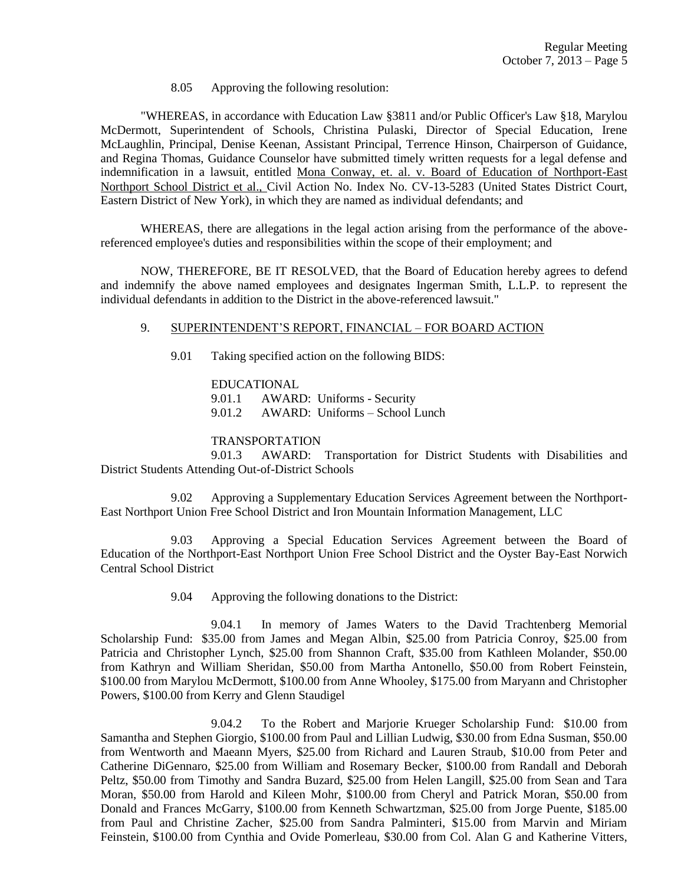8.05 Approving the following resolution:

"WHEREAS, in accordance with Education Law §3811 and/or Public Officer's Law §18, Marylou McDermott, Superintendent of Schools, Christina Pulaski, Director of Special Education, Irene McLaughlin, Principal, Denise Keenan, Assistant Principal, Terrence Hinson, Chairperson of Guidance, and Regina Thomas, Guidance Counselor have submitted timely written requests for a legal defense and indemnification in a lawsuit, entitled Mona Conway, et. al. v. Board of Education of Northport-East Northport School District et al., Civil Action No. Index No. CV-13-5283 (United States District Court, Eastern District of New York), in which they are named as individual defendants; and

WHEREAS, there are allegations in the legal action arising from the performance of the above-referenced employee's duties and responsibilities within the scope of their employment; and

NOW, THEREFORE, BE IT RESOLVED, that the Board of Education hereby agrees to defend and indemnify the above named employees and designates Ingerman Smith, L.L.P. to represent the individual defendants in addition to the District in the above-referenced lawsuit."

9. SUPERINTENDENT'S REPORT, FINANCIAL – FOR BOARD ACTION

9.01 Taking specified action on the following BIDS:

EDUCATIONAL
9.01.1 AWARD: Uniforms - Security
9.01.2 AWARD: Uniforms – School Lunch

TRANSPORTATION
9.01.3 AWARD: Transportation for District Students with Disabilities and District Students Attending Out-of-District Schools

9.02 Approving a Supplementary Education Services Agreement between the Northport-East Northport Union Free School District and Iron Mountain Information Management, LLC

9.03 Approving a Special Education Services Agreement between the Board of Education of the Northport-East Northport Union Free School District and the Oyster Bay-East Norwich Central School District

9.04 Approving the following donations to the District:

9.04.1 In memory of James Waters to the David Trachtenberg Memorial Scholarship Fund: $35.00 from James and Megan Albin, $25.00 from Patricia Conroy, $25.00 from Patricia and Christopher Lynch, $25.00 from Shannon Craft, $35.00 from Kathleen Molander, $50.00 from Kathryn and William Sheridan, $50.00 from Martha Antonello, $50.00 from Robert Feinstein, $100.00 from Marylou McDermott, $100.00 from Anne Whooley, $175.00 from Maryann and Christopher Powers, $100.00 from Kerry and Glenn Staudigel

9.04.2 To the Robert and Marjorie Krueger Scholarship Fund: $10.00 from Samantha and Stephen Giorgio, $100.00 from Paul and Lillian Ludwig, $30.00 from Edna Susman, $50.00 from Wentworth and Maeann Myers, $25.00 from Richard and Lauren Straub, $10.00 from Peter and Catherine DiGennaro, $25.00 from William and Rosemary Becker, $100.00 from Randall and Deborah Peltz, $50.00 from Timothy and Sandra Buzard, $25.00 from Helen Langill, $25.00 from Sean and Tara Moran, $50.00 from Harold and Kileen Mohr, $100.00 from Cheryl and Patrick Moran, $50.00 from Donald and Frances McGarry, $100.00 from Kenneth Schwartzman, $25.00 from Jorge Puente, $185.00 from Paul and Christine Zacher, $25.00 from Sandra Palminteri, $15.00 from Marvin and Miriam Feinstein, $100.00 from Cynthia and Ovide Pomerleau, $30.00 from Col. Alan G and Katherine Vitters,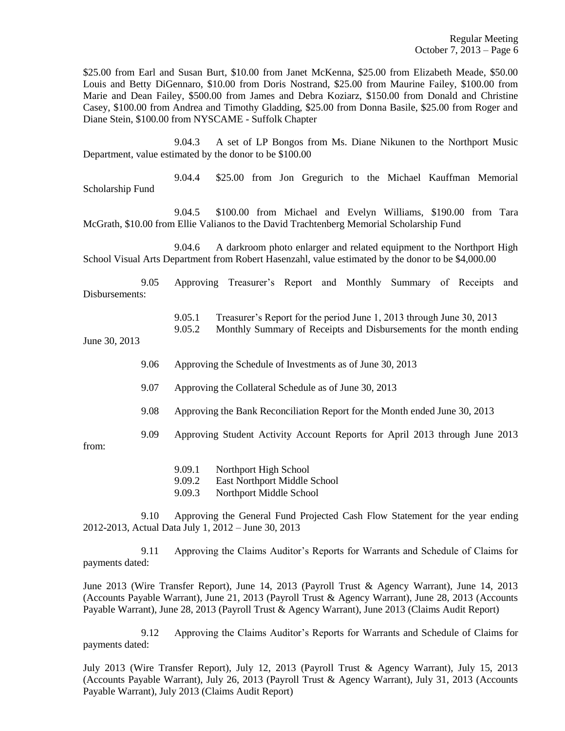$25.00 from Earl and Susan Burt, $10.00 from Janet McKenna, $25.00 from Elizabeth Meade, $50.00 Louis and Betty DiGennaro, $10.00 from Doris Nostrand, $25.00 from Maurine Failey, $100.00 from Marie and Dean Failey, $500.00 from James and Debra Koziarz, $150.00 from Donald and Christine Casey, $100.00 from Andrea and Timothy Gladding, $25.00 from Donna Basile, $25.00 from Roger and Diane Stein, $100.00 from NYSCAME - Suffolk Chapter

9.04.3 A set of LP Bongos from Ms. Diane Nikunen to the Northport Music Department, value estimated by the donor to be $100.00

9.04.4 $25.00 from Jon Gregurich to the Michael Kauffman Memorial Scholarship Fund

9.04.5 $100.00 from Michael and Evelyn Williams, $190.00 from Tara McGrath, $10.00 from Ellie Valianos to the David Trachtenberg Memorial Scholarship Fund

9.04.6 A darkroom photo enlarger and related equipment to the Northport High School Visual Arts Department from Robert Hasenzahl, value estimated by the donor to be $4,000.00

9.05 Approving Treasurer's Report and Monthly Summary of Receipts and Disbursements:

9.05.1 Treasurer's Report for the period June 1, 2013 through June 30, 2013
9.05.2 Monthly Summary of Receipts and Disbursements for the month ending June 30, 2013

9.06 Approving the Schedule of Investments as of June 30, 2013

9.07 Approving the Collateral Schedule as of June 30, 2013

9.08 Approving the Bank Reconciliation Report for the Month ended June 30, 2013

9.09 Approving Student Activity Account Reports for April 2013 through June 2013 from:

9.09.1 Northport High School
9.09.2 East Northport Middle School
9.09.3 Northport Middle School

9.10 Approving the General Fund Projected Cash Flow Statement for the year ending 2012-2013, Actual Data July 1, 2012 – June 30, 2013

9.11 Approving the Claims Auditor's Reports for Warrants and Schedule of Claims for payments dated:

June 2013 (Wire Transfer Report), June 14, 2013 (Payroll Trust & Agency Warrant), June 14, 2013 (Accounts Payable Warrant), June 21, 2013 (Payroll Trust & Agency Warrant), June 28, 2013 (Accounts Payable Warrant), June 28, 2013 (Payroll Trust & Agency Warrant), June 2013 (Claims Audit Report)

9.12 Approving the Claims Auditor's Reports for Warrants and Schedule of Claims for payments dated:

July 2013 (Wire Transfer Report), July 12, 2013 (Payroll Trust & Agency Warrant), July 15, 2013 (Accounts Payable Warrant), July 26, 2013 (Payroll Trust & Agency Warrant), July 31, 2013 (Accounts Payable Warrant), July 2013 (Claims Audit Report)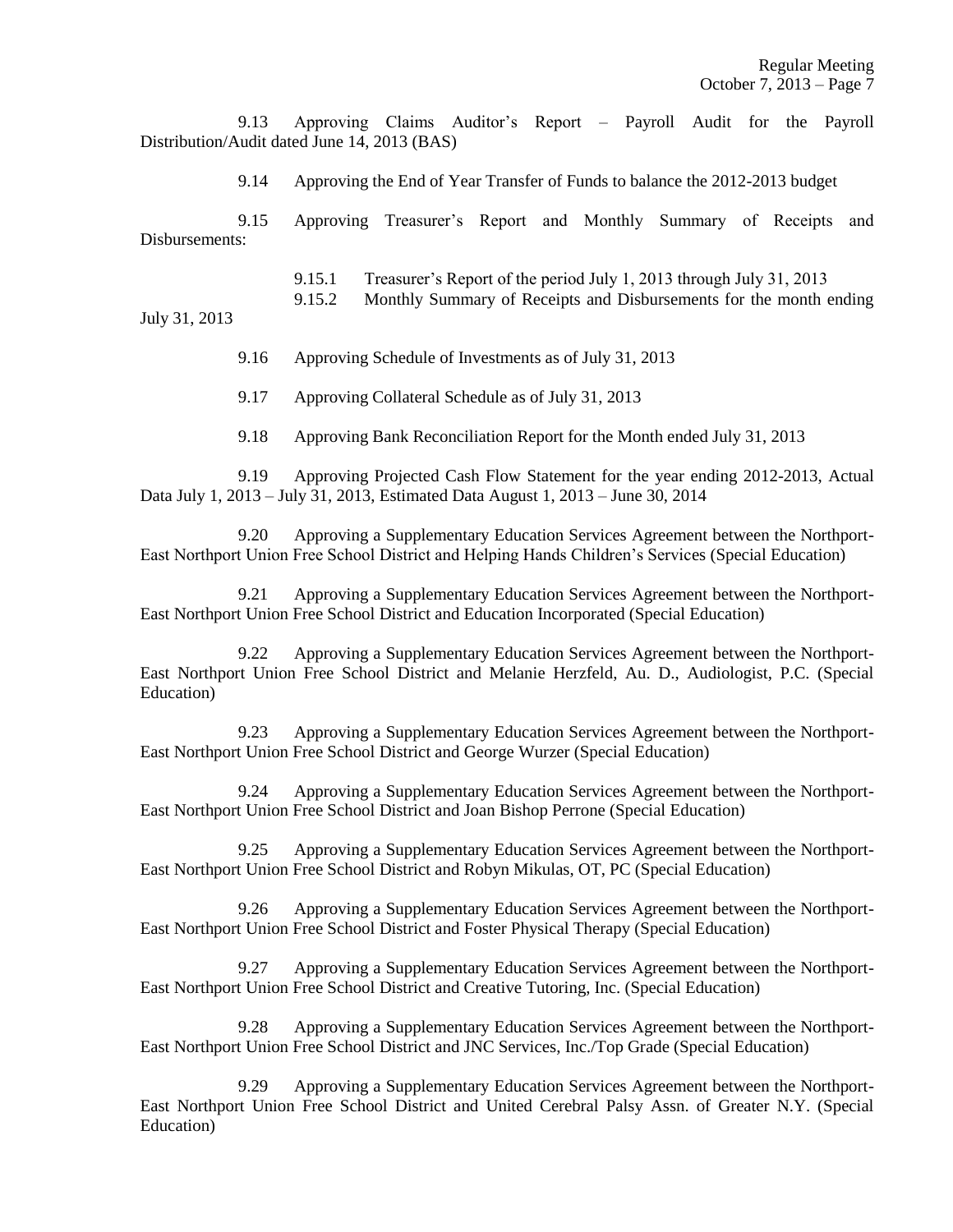9.13 Approving Claims Auditor's Report – Payroll Audit for the Payroll Distribution/Audit dated June 14, 2013 (BAS)

9.14 Approving the End of Year Transfer of Funds to balance the 2012-2013 budget

9.15 Approving Treasurer's Report and Monthly Summary of Receipts and Disbursements:

9.15.1 Treasurer's Report of the period July 1, 2013 through July 31, 2013

9.15.2 Monthly Summary of Receipts and Disbursements for the month ending July 31, 2013

9.16 Approving Schedule of Investments as of July 31, 2013

9.17 Approving Collateral Schedule as of July 31, 2013

9.18 Approving Bank Reconciliation Report for the Month ended July 31, 2013

9.19 Approving Projected Cash Flow Statement for the year ending 2012-2013, Actual Data July 1, 2013 – July 31, 2013, Estimated Data August 1, 2013 – June 30, 2014

9.20 Approving a Supplementary Education Services Agreement between the Northport-East Northport Union Free School District and Helping Hands Children's Services (Special Education)

9.21 Approving a Supplementary Education Services Agreement between the Northport-East Northport Union Free School District and Education Incorporated (Special Education)

9.22 Approving a Supplementary Education Services Agreement between the Northport-East Northport Union Free School District and Melanie Herzfeld, Au. D., Audiologist, P.C. (Special Education)

9.23 Approving a Supplementary Education Services Agreement between the Northport-East Northport Union Free School District and George Wurzer (Special Education)

9.24 Approving a Supplementary Education Services Agreement between the Northport-East Northport Union Free School District and Joan Bishop Perrone (Special Education)

9.25 Approving a Supplementary Education Services Agreement between the Northport-East Northport Union Free School District and Robyn Mikulas, OT, PC (Special Education)

9.26 Approving a Supplementary Education Services Agreement between the Northport-East Northport Union Free School District and Foster Physical Therapy (Special Education)

9.27 Approving a Supplementary Education Services Agreement between the Northport-East Northport Union Free School District and Creative Tutoring, Inc. (Special Education)

9.28 Approving a Supplementary Education Services Agreement between the Northport-East Northport Union Free School District and JNC Services, Inc./Top Grade (Special Education)

9.29 Approving a Supplementary Education Services Agreement between the Northport-East Northport Union Free School District and United Cerebral Palsy Assn. of Greater N.Y. (Special Education)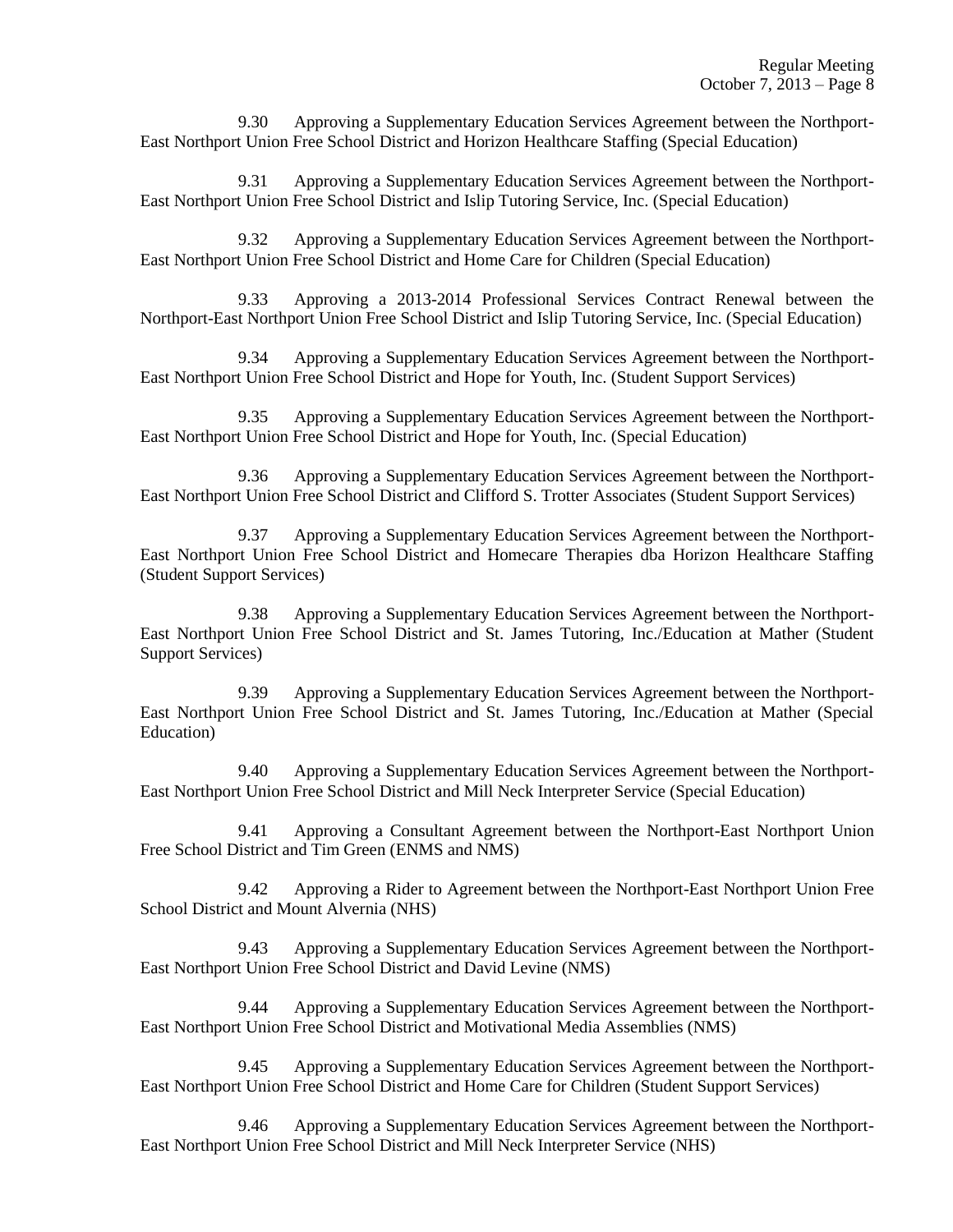9.30 Approving a Supplementary Education Services Agreement between the Northport-East Northport Union Free School District and Horizon Healthcare Staffing (Special Education)

9.31 Approving a Supplementary Education Services Agreement between the Northport-East Northport Union Free School District and Islip Tutoring Service, Inc. (Special Education)

9.32 Approving a Supplementary Education Services Agreement between the Northport-East Northport Union Free School District and Home Care for Children (Special Education)

9.33 Approving a 2013-2014 Professional Services Contract Renewal between the Northport-East Northport Union Free School District and Islip Tutoring Service, Inc. (Special Education)

9.34 Approving a Supplementary Education Services Agreement between the Northport-East Northport Union Free School District and Hope for Youth, Inc. (Student Support Services)

9.35 Approving a Supplementary Education Services Agreement between the Northport-East Northport Union Free School District and Hope for Youth, Inc. (Special Education)

9.36 Approving a Supplementary Education Services Agreement between the Northport-East Northport Union Free School District and Clifford S. Trotter Associates (Student Support Services)

9.37 Approving a Supplementary Education Services Agreement between the Northport-East Northport Union Free School District and Homecare Therapies dba Horizon Healthcare Staffing (Student Support Services)

9.38 Approving a Supplementary Education Services Agreement between the Northport-East Northport Union Free School District and St. James Tutoring, Inc./Education at Mather (Student Support Services)

9.39 Approving a Supplementary Education Services Agreement between the Northport-East Northport Union Free School District and St. James Tutoring, Inc./Education at Mather (Special Education)

9.40 Approving a Supplementary Education Services Agreement between the Northport-East Northport Union Free School District and Mill Neck Interpreter Service (Special Education)

9.41 Approving a Consultant Agreement between the Northport-East Northport Union Free School District and Tim Green (ENMS and NMS)

9.42 Approving a Rider to Agreement between the Northport-East Northport Union Free School District and Mount Alvernia (NHS)

9.43 Approving a Supplementary Education Services Agreement between the Northport-East Northport Union Free School District and David Levine (NMS)

9.44 Approving a Supplementary Education Services Agreement between the Northport-East Northport Union Free School District and Motivational Media Assemblies (NMS)

9.45 Approving a Supplementary Education Services Agreement between the Northport-East Northport Union Free School District and Home Care for Children (Student Support Services)

9.46 Approving a Supplementary Education Services Agreement between the Northport-East Northport Union Free School District and Mill Neck Interpreter Service (NHS)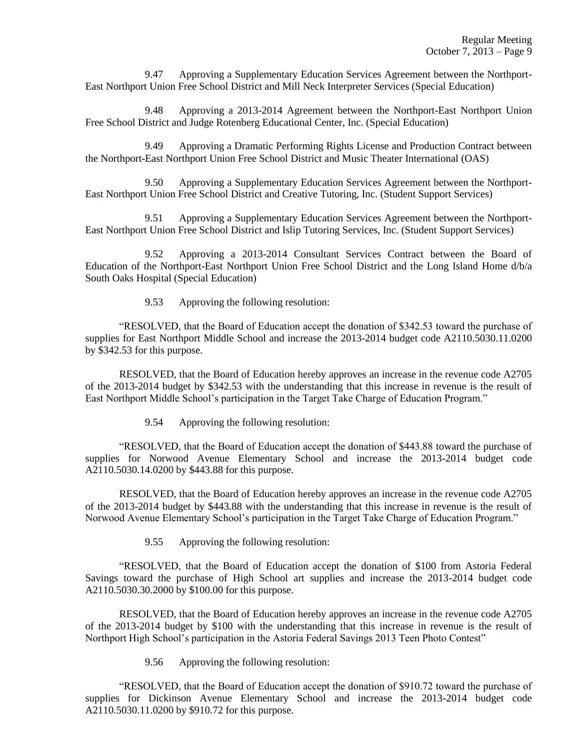9.47 Approving a Supplementary Education Services Agreement between the Northport-East Northport Union Free School District and Mill Neck Interpreter Services (Special Education)

9.48 Approving a 2013-2014 Agreement between the Northport-East Northport Union Free School District and Judge Rotenberg Educational Center, Inc. (Special Education)

9.49 Approving a Dramatic Performing Rights License and Production Contract between the Northport-East Northport Union Free School District and Music Theater International (OAS)

9.50 Approving a Supplementary Education Services Agreement between the Northport-East Northport Union Free School District and Creative Tutoring, Inc. (Student Support Services)

9.51 Approving a Supplementary Education Services Agreement between the Northport-East Northport Union Free School District and Islip Tutoring Services, Inc. (Student Support Services)

9.52 Approving a 2013-2014 Consultant Services Contract between the Board of Education of the Northport-East Northport Union Free School District and the Long Island Home d/b/a South Oaks Hospital (Special Education)

9.53 Approving the following resolution:

"RESOLVED, that the Board of Education accept the donation of $342.53 toward the purchase of supplies for East Northport Middle School and increase the 2013-2014 budget code A2110.5030.11.0200 by $342.53 for this purpose.

RESOLVED, that the Board of Education hereby approves an increase in the revenue code A2705 of the 2013-2014 budget by $342.53 with the understanding that this increase in revenue is the result of East Northport Middle School's participation in the Target Take Charge of Education Program."

9.54 Approving the following resolution:

"RESOLVED, that the Board of Education accept the donation of $443.88 toward the purchase of supplies for Norwood Avenue Elementary School and increase the 2013-2014 budget code A2110.5030.14.0200 by $443.88 for this purpose.

RESOLVED, that the Board of Education hereby approves an increase in the revenue code A2705 of the 2013-2014 budget by $443.88 with the understanding that this increase in revenue is the result of Norwood Avenue Elementary School's participation in the Target Take Charge of Education Program."

9.55 Approving the following resolution:

"RESOLVED, that the Board of Education accept the donation of $100 from Astoria Federal Savings toward the purchase of High School art supplies and increase the 2013-2014 budget code A2110.5030.30.2000 by $100.00 for this purpose.

RESOLVED, that the Board of Education hereby approves an increase in the revenue code A2705 of the 2013-2014 budget by $100 with the understanding that this increase in revenue is the result of Northport High School's participation in the Astoria Federal Savings 2013 Teen Photo Contest"

9.56 Approving the following resolution:

"RESOLVED, that the Board of Education accept the donation of $910.72 toward the purchase of supplies for Dickinson Avenue Elementary School and increase the 2013-2014 budget code A2110.5030.11.0200 by $910.72 for this purpose.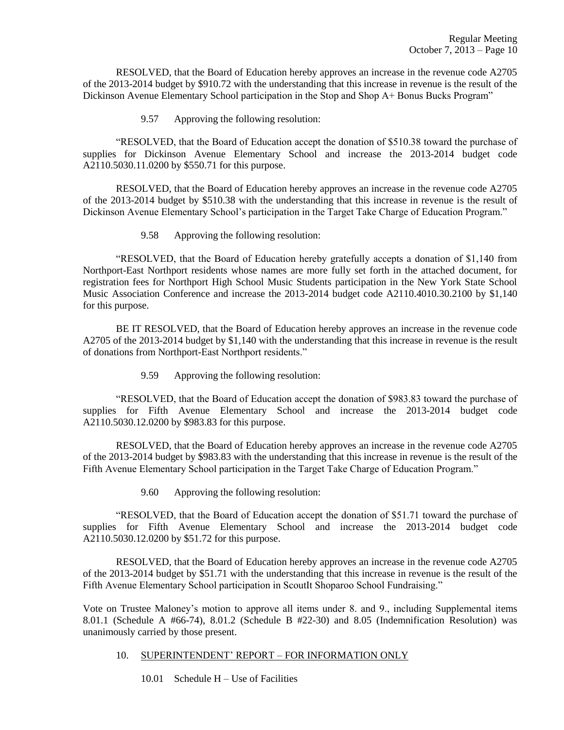RESOLVED, that the Board of Education hereby approves an increase in the revenue code A2705 of the 2013-2014 budget by $910.72 with the understanding that this increase in revenue is the result of the Dickinson Avenue Elementary School participation in the Stop and Shop A+ Bonus Bucks Program"

9.57 Approving the following resolution:

"RESOLVED, that the Board of Education accept the donation of $510.38 toward the purchase of supplies for Dickinson Avenue Elementary School and increase the 2013-2014 budget code A2110.5030.11.0200 by $550.71 for this purpose.

RESOLVED, that the Board of Education hereby approves an increase in the revenue code A2705 of the 2013-2014 budget by $510.38 with the understanding that this increase in revenue is the result of Dickinson Avenue Elementary School's participation in the Target Take Charge of Education Program."

9.58 Approving the following resolution:

"RESOLVED, that the Board of Education hereby gratefully accepts a donation of $1,140 from Northport-East Northport residents whose names are more fully set forth in the attached document, for registration fees for Northport High School Music Students participation in the New York State School Music Association Conference and increase the 2013-2014 budget code A2110.4010.30.2100 by $1,140 for this purpose.

BE IT RESOLVED, that the Board of Education hereby approves an increase in the revenue code A2705 of the 2013-2014 budget by $1,140 with the understanding that this increase in revenue is the result of donations from Northport-East Northport residents."

9.59 Approving the following resolution:

"RESOLVED, that the Board of Education accept the donation of $983.83 toward the purchase of supplies for Fifth Avenue Elementary School and increase the 2013-2014 budget code A2110.5030.12.0200 by $983.83 for this purpose.

RESOLVED, that the Board of Education hereby approves an increase in the revenue code A2705 of the 2013-2014 budget by $983.83 with the understanding that this increase in revenue is the result of the Fifth Avenue Elementary School participation in the Target Take Charge of Education Program."

9.60 Approving the following resolution:

"RESOLVED, that the Board of Education accept the donation of $51.71 toward the purchase of supplies for Fifth Avenue Elementary School and increase the 2013-2014 budget code A2110.5030.12.0200 by $51.72 for this purpose.

RESOLVED, that the Board of Education hereby approves an increase in the revenue code A2705 of the 2013-2014 budget by $51.71 with the understanding that this increase in revenue is the result of the Fifth Avenue Elementary School participation in ScoutIt Shoparoo School Fundraising."

Vote on Trustee Maloney's motion to approve all items under 8. and 9., including Supplemental items 8.01.1 (Schedule A #66-74), 8.01.2 (Schedule B #22-30) and 8.05 (Indemnification Resolution) was unanimously carried by those present.

10. SUPERINTENDENT' REPORT – FOR INFORMATION ONLY

10.01 Schedule H – Use of Facilities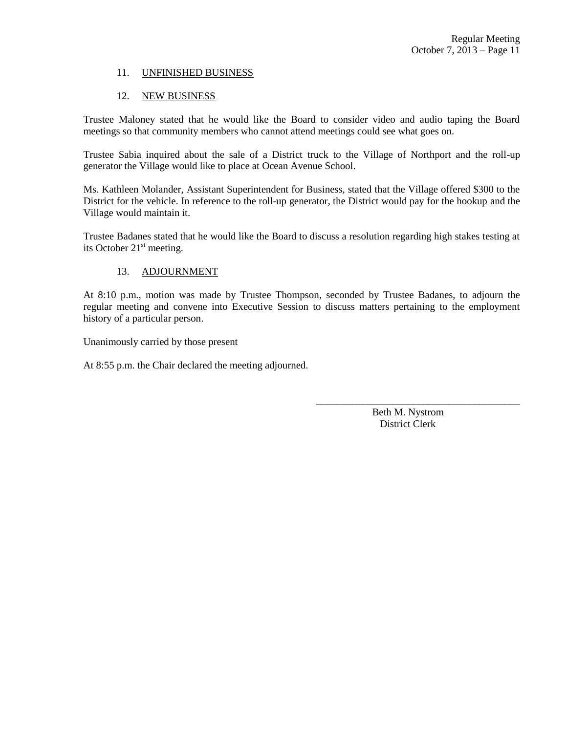11. UNFINISHED BUSINESS

12. NEW BUSINESS

Trustee Maloney stated that he would like the Board to consider video and audio taping the Board meetings so that community members who cannot attend meetings could see what goes on.

Trustee Sabia inquired about the sale of a District truck to the Village of Northport and the roll-up generator the Village would like to place at Ocean Avenue School.

Ms. Kathleen Molander, Assistant Superintendent for Business, stated that the Village offered $300 to the District for the vehicle. In reference to the roll-up generator, the District would pay for the hookup and the Village would maintain it.

Trustee Badanes stated that he would like the Board to discuss a resolution regarding high stakes testing at its October 21st meeting.

13. ADJOURNMENT

At 8:10 p.m., motion was made by Trustee Thompson, seconded by Trustee Badanes, to adjourn the regular meeting and convene into Executive Session to discuss matters pertaining to the employment history of a particular person.

Unanimously carried by those present

At 8:55 p.m. the Chair declared the meeting adjourned.

\_\_\_\_\_\_\_\_\_\_\_\_\_\_\_\_\_\_\_\_\_\_\_\_\_\_\_\_\_\_\_\_\_\_\_\_\_\_\_\_

Beth M. Nystrom
District Clerk